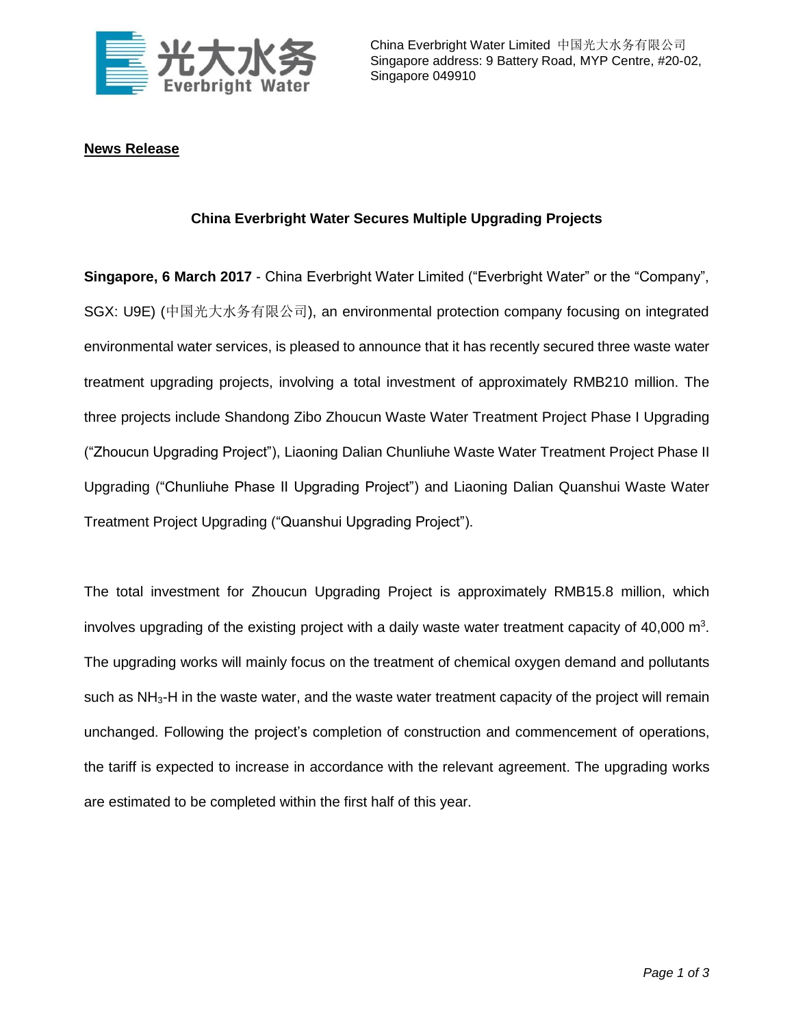China Everbright Water Limited 中国光大水务有限公司
Singapore address: 9 Battery Road, MYP Centre, #20-02, Singapore 049910

**News Release**

## China Everbright Water Secures Multiple Upgrading Projects

**Singapore, 6 March 2017** - China Everbright Water Limited ("Everbright Water" or the "Company", SGX: U9E) (中国光大水务有限公司), an environmental protection company focusing on integrated environmental water services, is pleased to announce that it has recently secured three waste water treatment upgrading projects, involving a total investment of approximately RMB210 million. The three projects include Shandong Zibo Zhoucun Waste Water Treatment Project Phase I Upgrading ("Zhoucun Upgrading Project"), Liaoning Dalian Chunliuhe Waste Water Treatment Project Phase II Upgrading ("Chunliuhe Phase II Upgrading Project") and Liaoning Dalian Quanshui Waste Water Treatment Project Upgrading ("Quanshui Upgrading Project").

The total investment for Zhoucun Upgrading Project is approximately RMB15.8 million, which involves upgrading of the existing project with a daily waste water treatment capacity of 40,000 $m^3$. The upgrading works will mainly focus on the treatment of chemical oxygen demand and pollutants such as $NH_3$-H in the waste water, and the waste water treatment capacity of the project will remain unchanged. Following the project's completion of construction and commencement of operations, the tariff is expected to increase in accordance with the relevant agreement. The upgrading works are estimated to be completed within the first half of this year.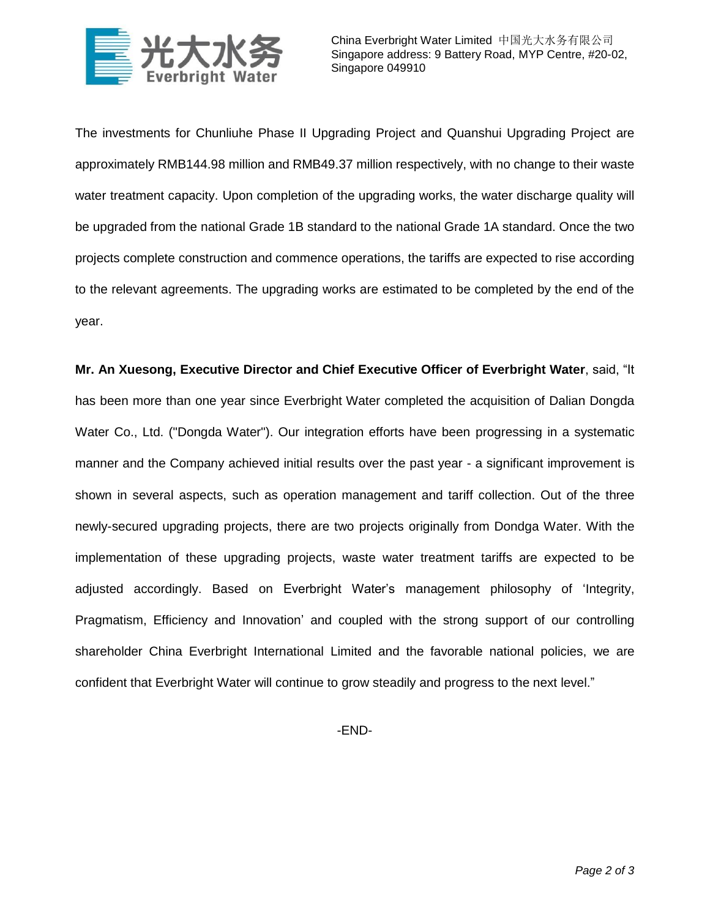The investments for Chunliuhe Phase II Upgrading Project and Quanshui Upgrading Project are approximately RMB144.98 million and RMB49.37 million respectively, with no change to their waste water treatment capacity. Upon completion of the upgrading works, the water discharge quality will be upgraded from the national Grade 1B standard to the national Grade 1A standard. Once the two projects complete construction and commence operations, the tariffs are expected to rise according to the relevant agreements. The upgrading works are estimated to be completed by the end of the year.

**Mr. An Xuesong, Executive Director and Chief Executive Officer of Everbright Water**, said, "It has been more than one year since Everbright Water completed the acquisition of Dalian Dongda Water Co., Ltd. ("Dongda Water"). Our integration efforts have been progressing in a systematic manner and the Company achieved initial results over the past year - a significant improvement is shown in several aspects, such as operation management and tariff collection. Out of the three newly-secured upgrading projects, there are two projects originally from Dondga Water. With the implementation of these upgrading projects, waste water treatment tariffs are expected to be adjusted accordingly. Based on Everbright Water's management philosophy of 'Integrity, Pragmatism, Efficiency and Innovation' and coupled with the strong support of our controlling shareholder China Everbright International Limited and the favorable national policies, we are confident that Everbright Water will continue to grow steadily and progress to the next level."

-END-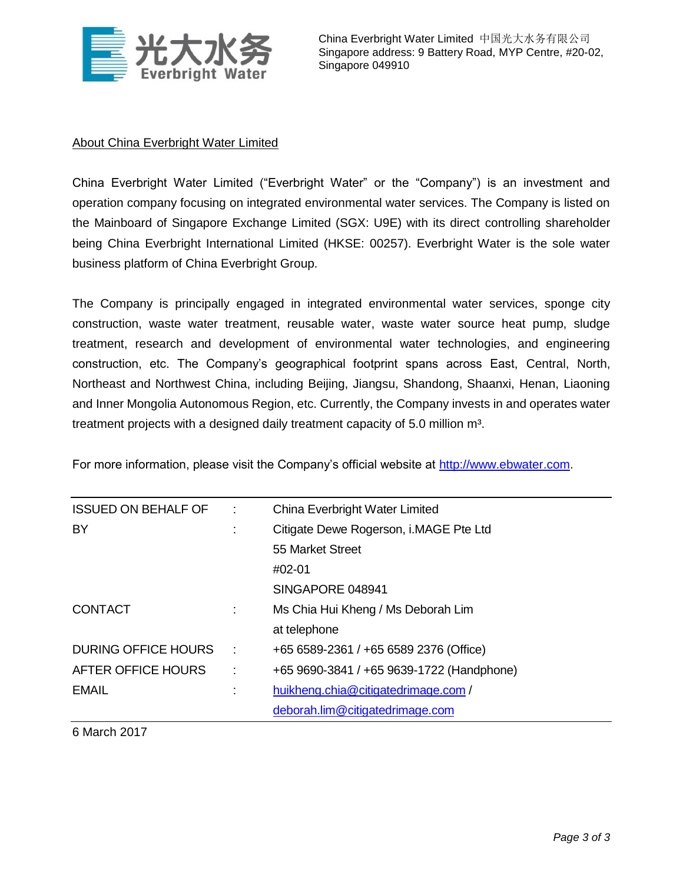China Everbright Water Limited 中国光大水务有限公司
Singapore address: 9 Battery Road, MYP Centre, #20-02, Singapore 049910

## About China Everbright Water Limited

China Everbright Water Limited ("Everbright Water" or the "Company") is an investment and operation company focusing on integrated environmental water services. The Company is listed on the Mainboard of Singapore Exchange Limited (SGX: U9E) with its direct controlling shareholder being China Everbright International Limited (HKSE: 00257). Everbright Water is the sole water business platform of China Everbright Group.

The Company is principally engaged in integrated environmental water services, sponge city construction, waste water treatment, reusable water, waste water source heat pump, sludge treatment, research and development of environmental water technologies, and engineering construction, etc. The Company's geographical footprint spans across East, Central, North, Northeast and Northwest China, including Beijing, Jiangsu, Shandong, Shaanxi, Henan, Liaoning and Inner Mongolia Autonomous Region, etc. Currently, the Company invests in and operates water treatment projects with a designed daily treatment capacity of 5.0 million $m^3$.

For more information, please visit the Company's official website at http://www.ebwater.com.

| | | |
|---|---|---|
| ISSUED ON BEHALF OF | : | China Everbright Water Limited |
| BY | : | Citigate Dewe Rogerson, i.MAGE Pte Ltd<br>55 Market Street<br>#02-01<br>SINGAPORE 048941 |
| CONTACT | : | Ms Chia Hui Kheng / Ms Deborah Lim<br>at telephone |
| DURING OFFICE HOURS | : | +65 6589-2361 / +65 6589 2376 (Office) |
| AFTER OFFICE HOURS | : | +65 9690-3841 / +65 9639-1722 (Handphone) |
| EMAIL | : | huikheng.chia@citigatedrimage.com /<br>deborah.lim@citigatedrimage.com |

6 March 2017